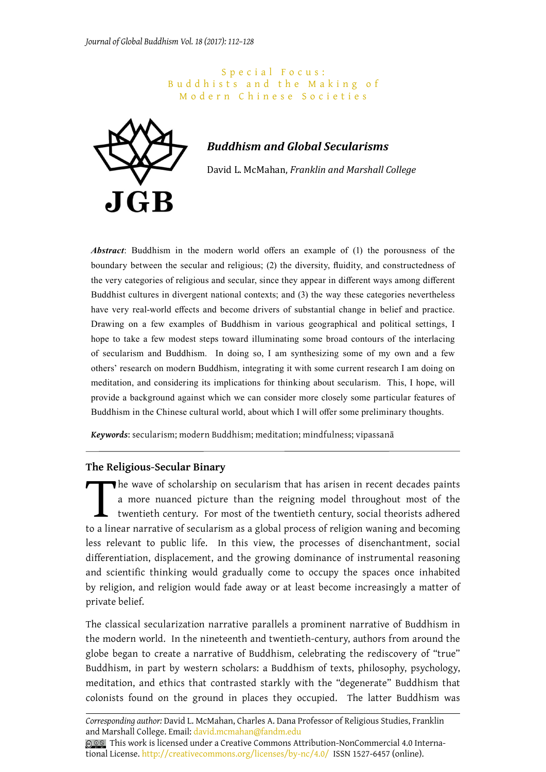Special Focus: Buddhists and the Making of Modern Chinese Societies

# Buddhism and Global Secularisms

David L. McMahan, *Franklin and Marshall College*

***Abstract***: Buddhism in the modern world offers an example of (1) the porousness of the boundary between the secular and religious; (2) the diversity, fluidity, and constructedness of the very categories of religious and secular, since they appear in different ways among different Buddhist cultures in divergent national contexts; and (3) the way these categories nevertheless have very real-world effects and become drivers of substantial change in belief and practice. Drawing on a few examples of Buddhism in various geographical and political settings, I hope to take a few modest steps toward illuminating some broad contours of the interlacing of secularism and Buddhism. In doing so, I am synthesizing some of my own and a few others' research on modern Buddhism, integrating it with some current research I am doing on meditation, and considering its implications for thinking about secularism. This, I hope, will provide a background against which we can consider more closely some particular features of Buddhism in the Chinese cultural world, about which I will offer some preliminary thoughts.

***Keywords***: secularism; modern Buddhism; meditation; mindfulness; vipassanā

## The Religious-Secular Binary

The wave of scholarship on secularism that has arisen in recent decades paints a more nuanced picture than the reigning model throughout most of the twentieth century. For most of the twentieth century, social theorists adhered to a linear narrative of secularism as a global process of religion waning and becoming less relevant to public life. In this view, the processes of disenchantment, social differentiation, displacement, and the growing dominance of instrumental reasoning and scientific thinking would gradually come to occupy the spaces once inhabited by religion, and religion would fade away or at least become increasingly a matter of private belief.

The classical secularization narrative parallels a prominent narrative of Buddhism in the modern world. In the nineteenth and twentieth-century, authors from around the globe began to create a narrative of Buddhism, celebrating the rediscovery of "true" Buddhism, in part by western scholars: a Buddhism of texts, philosophy, psychology, meditation, and ethics that contrasted starkly with the "degenerate" Buddhism that colonists found on the ground in places they occupied. The latter Buddhism was

*Corresponding author:* David L. McMahan, Charles A. Dana Professor of Religious Studies, Franklin and Marshall College. Email: david.mcmahan@fandm.edu

This work is licensed under a Creative Commons Attribution-NonCommercial 4.0 International License. http://creativecommons.org/licenses/by-nc/4.0/ ISSN 1527-6457 (online).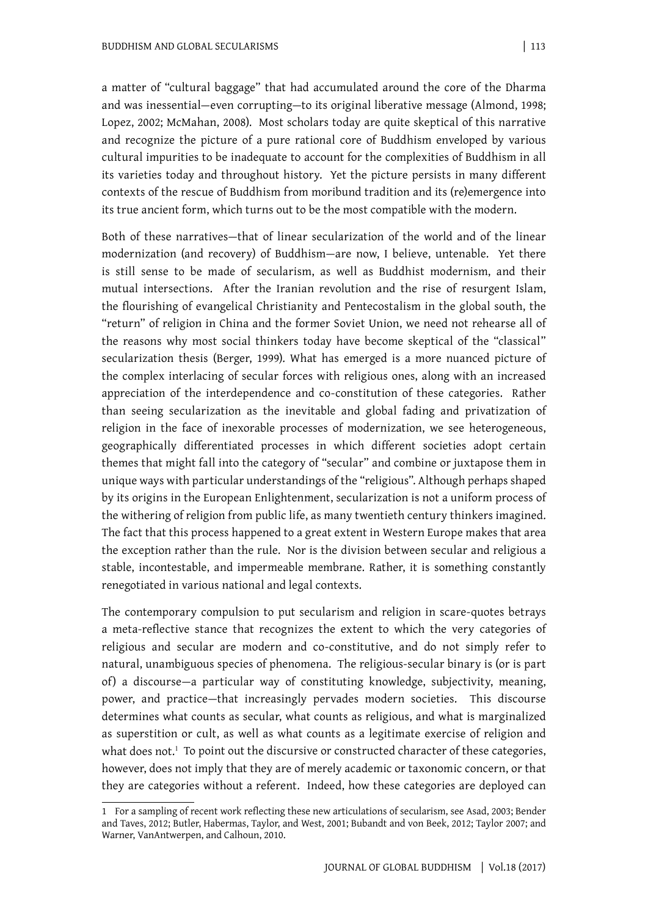a matter of "cultural baggage" that had accumulated around the core of the Dharma and was inessential—even corrupting—to its original liberative message (Almond, 1998; Lopez, 2002; McMahan, 2008). Most scholars today are quite skeptical of this narrative and recognize the picture of a pure rational core of Buddhism enveloped by various cultural impurities to be inadequate to account for the complexities of Buddhism in all its varieties today and throughout history. Yet the picture persists in many different contexts of the rescue of Buddhism from moribund tradition and its (re)emergence into its true ancient form, which turns out to be the most compatible with the modern.

Both of these narratives—that of linear secularization of the world and of the linear modernization (and recovery) of Buddhism—are now, I believe, untenable. Yet there is still sense to be made of secularism, as well as Buddhist modernism, and their mutual intersections. After the Iranian revolution and the rise of resurgent Islam, the flourishing of evangelical Christianity and Pentecostalism in the global south, the "return" of religion in China and the former Soviet Union, we need not rehearse all of the reasons why most social thinkers today have become skeptical of the "classical" secularization thesis (Berger, 1999). What has emerged is a more nuanced picture of the complex interlacing of secular forces with religious ones, along with an increased appreciation of the interdependence and co-constitution of these categories. Rather than seeing secularization as the inevitable and global fading and privatization of religion in the face of inexorable processes of modernization, we see heterogeneous, geographically differentiated processes in which different societies adopt certain themes that might fall into the category of "secular" and combine or juxtapose them in unique ways with particular understandings of the "religious". Although perhaps shaped by its origins in the European Enlightenment, secularization is not a uniform process of the withering of religion from public life, as many twentieth century thinkers imagined. The fact that this process happened to a great extent in Western Europe makes that area the exception rather than the rule. Nor is the division between secular and religious a stable, incontestable, and impermeable membrane. Rather, it is something constantly renegotiated in various national and legal contexts.

The contemporary compulsion to put secularism and religion in scare-quotes betrays a meta-reflective stance that recognizes the extent to which the very categories of religious and secular are modern and co-constitutive, and do not simply refer to natural, unambiguous species of phenomena. The religious-secular binary is (or is part of) a discourse—a particular way of constituting knowledge, subjectivity, meaning, power, and practice—that increasingly pervades modern societies. This discourse determines what counts as secular, what counts as religious, and what is marginalized as superstition or cult, as well as what counts as a legitimate exercise of religion and what does not.[1] To point out the discursive or constructed character of these categories, however, does not imply that they are of merely academic or taxonomic concern, or that they are categories without a referent. Indeed, how these categories are deployed can

---

1 For a sampling of recent work reflecting these new articulations of secularism, see Asad, 2003; Bender and Taves, 2012; Butler, Habermas, Taylor, and West, 2001; Bubandt and von Beek, 2012; Taylor 2007; and Warner, VanAntwerpen, and Calhoun, 2010.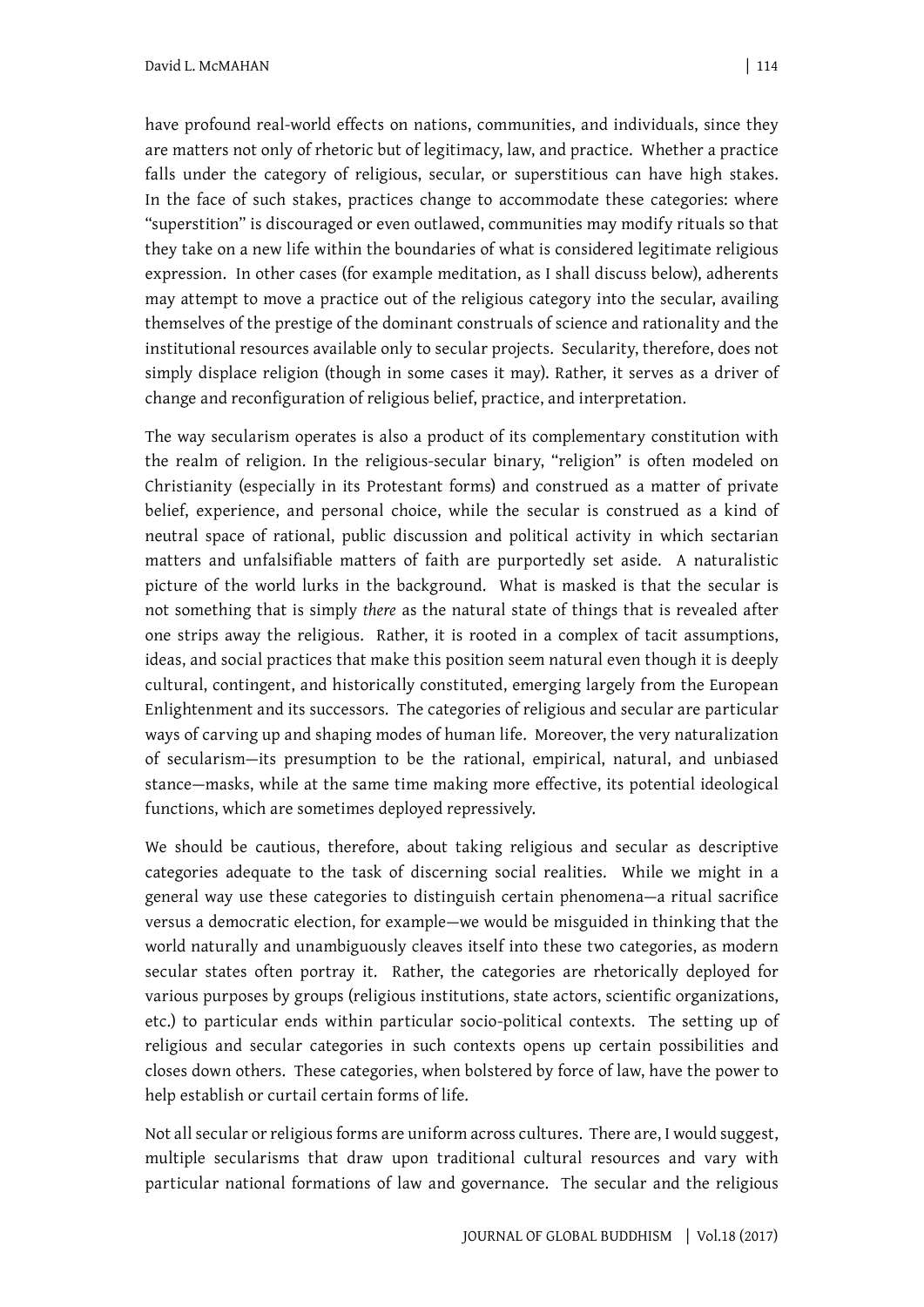have profound real-world effects on nations, communities, and individuals, since they are matters not only of rhetoric but of legitimacy, law, and practice. Whether a practice falls under the category of religious, secular, or superstitious can have high stakes. In the face of such stakes, practices change to accommodate these categories: where "superstition" is discouraged or even outlawed, communities may modify rituals so that they take on a new life within the boundaries of what is considered legitimate religious expression. In other cases (for example meditation, as I shall discuss below), adherents may attempt to move a practice out of the religious category into the secular, availing themselves of the prestige of the dominant construals of science and rationality and the institutional resources available only to secular projects. Secularity, therefore, does not simply displace religion (though in some cases it may). Rather, it serves as a driver of change and reconfiguration of religious belief, practice, and interpretation.

The way secularism operates is also a product of its complementary constitution with the realm of religion. In the religious-secular binary, "religion" is often modeled on Christianity (especially in its Protestant forms) and construed as a matter of private belief, experience, and personal choice, while the secular is construed as a kind of neutral space of rational, public discussion and political activity in which sectarian matters and unfalsifiable matters of faith are purportedly set aside. A naturalistic picture of the world lurks in the background. What is masked is that the secular is not something that is simply *there* as the natural state of things that is revealed after one strips away the religious. Rather, it is rooted in a complex of tacit assumptions, ideas, and social practices that make this position seem natural even though it is deeply cultural, contingent, and historically constituted, emerging largely from the European Enlightenment and its successors. The categories of religious and secular are particular ways of carving up and shaping modes of human life. Moreover, the very naturalization of secularism—its presumption to be the rational, empirical, natural, and unbiased stance—masks, while at the same time making more effective, its potential ideological functions, which are sometimes deployed repressively.

We should be cautious, therefore, about taking religious and secular as descriptive categories adequate to the task of discerning social realities. While we might in a general way use these categories to distinguish certain phenomena—a ritual sacrifice versus a democratic election, for example—we would be misguided in thinking that the world naturally and unambiguously cleaves itself into these two categories, as modern secular states often portray it. Rather, the categories are rhetorically deployed for various purposes by groups (religious institutions, state actors, scientific organizations, etc.) to particular ends within particular socio-political contexts. The setting up of religious and secular categories in such contexts opens up certain possibilities and closes down others. These categories, when bolstered by force of law, have the power to help establish or curtail certain forms of life.

Not all secular or religious forms are uniform across cultures. There are, I would suggest, multiple secularisms that draw upon traditional cultural resources and vary with particular national formations of law and governance. The secular and the religious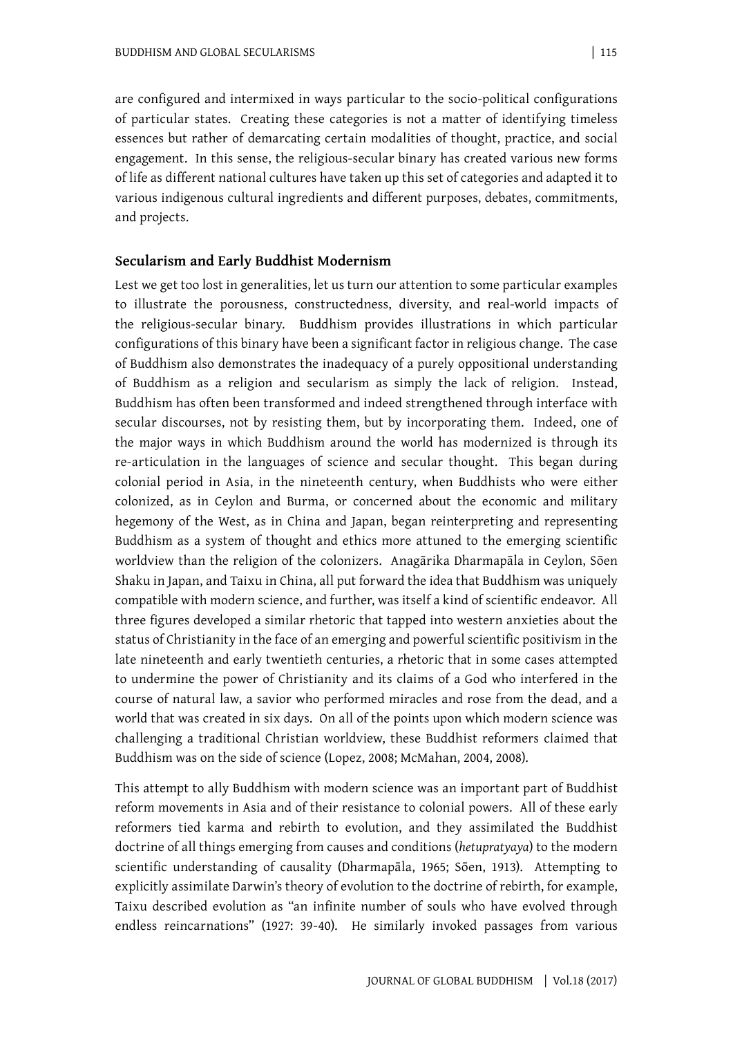are configured and intermixed in ways particular to the socio-political configurations of particular states. Creating these categories is not a matter of identifying timeless essences but rather of demarcating certain modalities of thought, practice, and social engagement. In this sense, the religious-secular binary has created various new forms of life as different national cultures have taken up this set of categories and adapted it to various indigenous cultural ingredients and different purposes, debates, commitments, and projects.

## Secularism and Early Buddhist Modernism

Lest we get too lost in generalities, let us turn our attention to some particular examples to illustrate the porousness, constructedness, diversity, and real-world impacts of the religious-secular binary. Buddhism provides illustrations in which particular configurations of this binary have been a significant factor in religious change. The case of Buddhism also demonstrates the inadequacy of a purely oppositional understanding of Buddhism as a religion and secularism as simply the lack of religion. Instead, Buddhism has often been transformed and indeed strengthened through interface with secular discourses, not by resisting them, but by incorporating them. Indeed, one of the major ways in which Buddhism around the world has modernized is through its re-articulation in the languages of science and secular thought. This began during colonial period in Asia, in the nineteenth century, when Buddhists who were either colonized, as in Ceylon and Burma, or concerned about the economic and military hegemony of the West, as in China and Japan, began reinterpreting and representing Buddhism as a system of thought and ethics more attuned to the emerging scientific worldview than the religion of the colonizers. Anagārika Dharmapāla in Ceylon, Sōen Shaku in Japan, and Taixu in China, all put forward the idea that Buddhism was uniquely compatible with modern science, and further, was itself a kind of scientific endeavor. All three figures developed a similar rhetoric that tapped into western anxieties about the status of Christianity in the face of an emerging and powerful scientific positivism in the late nineteenth and early twentieth centuries, a rhetoric that in some cases attempted to undermine the power of Christianity and its claims of a God who interfered in the course of natural law, a savior who performed miracles and rose from the dead, and a world that was created in six days. On all of the points upon which modern science was challenging a traditional Christian worldview, these Buddhist reformers claimed that Buddhism was on the side of science (Lopez, 2008; McMahan, 2004, 2008).

This attempt to ally Buddhism with modern science was an important part of Buddhist reform movements in Asia and of their resistance to colonial powers. All of these early reformers tied karma and rebirth to evolution, and they assimilated the Buddhist doctrine of all things emerging from causes and conditions (*hetupratyaya*) to the modern scientific understanding of causality (Dharmapāla, 1965; Sōen, 1913). Attempting to explicitly assimilate Darwin's theory of evolution to the doctrine of rebirth, for example, Taixu described evolution as "an infinite number of souls who have evolved through endless reincarnations" (1927: 39-40). He similarly invoked passages from various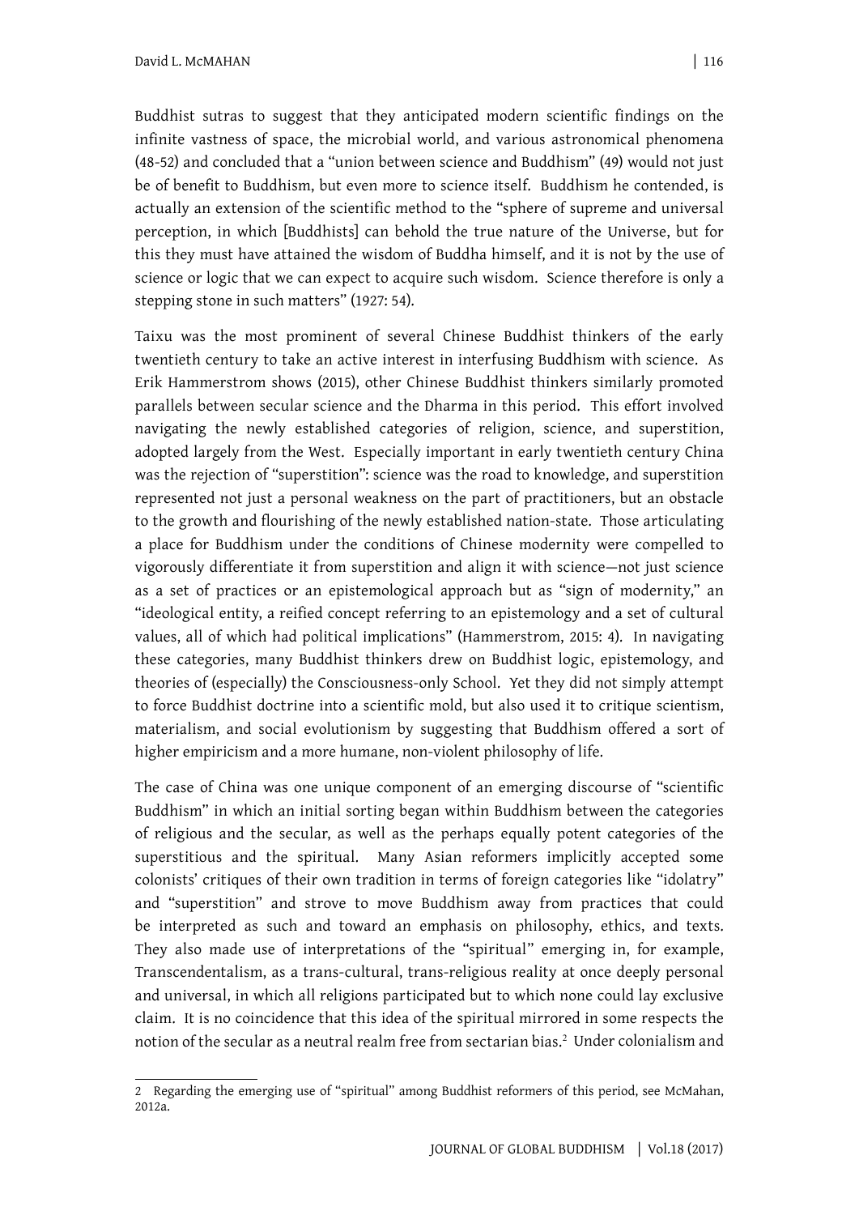Buddhist sutras to suggest that they anticipated modern scientific findings on the infinite vastness of space, the microbial world, and various astronomical phenomena (48-52) and concluded that a "union between science and Buddhism" (49) would not just be of benefit to Buddhism, but even more to science itself. Buddhism he contended, is actually an extension of the scientific method to the "sphere of supreme and universal perception, in which [Buddhists] can behold the true nature of the Universe, but for this they must have attained the wisdom of Buddha himself, and it is not by the use of science or logic that we can expect to acquire such wisdom. Science therefore is only a stepping stone in such matters" (1927: 54).

Taixu was the most prominent of several Chinese Buddhist thinkers of the early twentieth century to take an active interest in interfusing Buddhism with science. As Erik Hammerstrom shows (2015), other Chinese Buddhist thinkers similarly promoted parallels between secular science and the Dharma in this period. This effort involved navigating the newly established categories of religion, science, and superstition, adopted largely from the West. Especially important in early twentieth century China was the rejection of "superstition": science was the road to knowledge, and superstition represented not just a personal weakness on the part of practitioners, but an obstacle to the growth and flourishing of the newly established nation-state. Those articulating a place for Buddhism under the conditions of Chinese modernity were compelled to vigorously differentiate it from superstition and align it with science—not just science as a set of practices or an epistemological approach but as "sign of modernity," an "ideological entity, a reified concept referring to an epistemology and a set of cultural values, all of which had political implications" (Hammerstrom, 2015: 4). In navigating these categories, many Buddhist thinkers drew on Buddhist logic, epistemology, and theories of (especially) the Consciousness-only School. Yet they did not simply attempt to force Buddhist doctrine into a scientific mold, but also used it to critique scientism, materialism, and social evolutionism by suggesting that Buddhism offered a sort of higher empiricism and a more humane, non-violent philosophy of life.

The case of China was one unique component of an emerging discourse of "scientific Buddhism" in which an initial sorting began within Buddhism between the categories of religious and the secular, as well as the perhaps equally potent categories of the superstitious and the spiritual. Many Asian reformers implicitly accepted some colonists' critiques of their own tradition in terms of foreign categories like "idolatry" and "superstition" and strove to move Buddhism away from practices that could be interpreted as such and toward an emphasis on philosophy, ethics, and texts. They also made use of interpretations of the "spiritual" emerging in, for example, Transcendentalism, as a trans-cultural, trans-religious reality at once deeply personal and universal, in which all religions participated but to which none could lay exclusive claim. It is no coincidence that this idea of the spiritual mirrored in some respects the notion of the secular as a neutral realm free from sectarian bias.[2] Under colonialism and

---

2 Regarding the emerging use of "spiritual" among Buddhist reformers of this period, see McMahan, 2012a.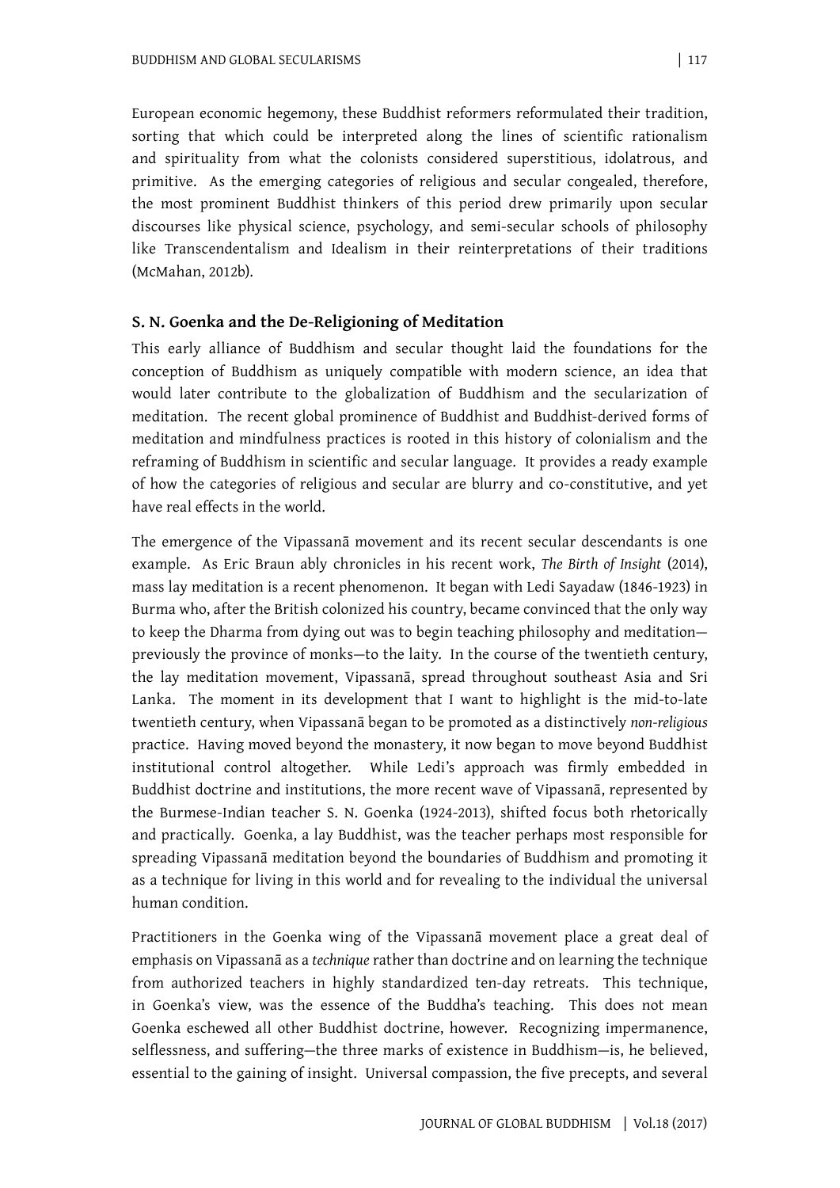European economic hegemony, these Buddhist reformers reformulated their tradition, sorting that which could be interpreted along the lines of scientific rationalism and spirituality from what the colonists considered superstitious, idolatrous, and primitive. As the emerging categories of religious and secular congealed, therefore, the most prominent Buddhist thinkers of this period drew primarily upon secular discourses like physical science, psychology, and semi-secular schools of philosophy like Transcendentalism and Idealism in their reinterpretations of their traditions (McMahan, 2012b).

### S. N. Goenka and the De-Religioning of Meditation

This early alliance of Buddhism and secular thought laid the foundations for the conception of Buddhism as uniquely compatible with modern science, an idea that would later contribute to the globalization of Buddhism and the secularization of meditation. The recent global prominence of Buddhist and Buddhist-derived forms of meditation and mindfulness practices is rooted in this history of colonialism and the reframing of Buddhism in scientific and secular language. It provides a ready example of how the categories of religious and secular are blurry and co-constitutive, and yet have real effects in the world.

The emergence of the Vipassanā movement and its recent secular descendants is one example. As Eric Braun ably chronicles in his recent work, *The Birth of Insight* (2014), mass lay meditation is a recent phenomenon. It began with Ledi Sayadaw (1846-1923) in Burma who, after the British colonized his country, became convinced that the only way to keep the Dharma from dying out was to begin teaching philosophy and meditation—previously the province of monks—to the laity. In the course of the twentieth century, the lay meditation movement, Vipassanā, spread throughout southeast Asia and Sri Lanka. The moment in its development that I want to highlight is the mid-to-late twentieth century, when Vipassanā began to be promoted as a distinctively *non-religious* practice. Having moved beyond the monastery, it now began to move beyond Buddhist institutional control altogether. While Ledi's approach was firmly embedded in Buddhist doctrine and institutions, the more recent wave of Vipassanā, represented by the Burmese-Indian teacher S. N. Goenka (1924-2013), shifted focus both rhetorically and practically. Goenka, a lay Buddhist, was the teacher perhaps most responsible for spreading Vipassanā meditation beyond the boundaries of Buddhism and promoting it as a technique for living in this world and for revealing to the individual the universal human condition.

Practitioners in the Goenka wing of the Vipassanā movement place a great deal of emphasis on Vipassanā as a *technique* rather than doctrine and on learning the technique from authorized teachers in highly standardized ten-day retreats. This technique, in Goenka's view, was the essence of the Buddha's teaching. This does not mean Goenka eschewed all other Buddhist doctrine, however. Recognizing impermanence, selflessness, and suffering—the three marks of existence in Buddhism—is, he believed, essential to the gaining of insight. Universal compassion, the five precepts, and several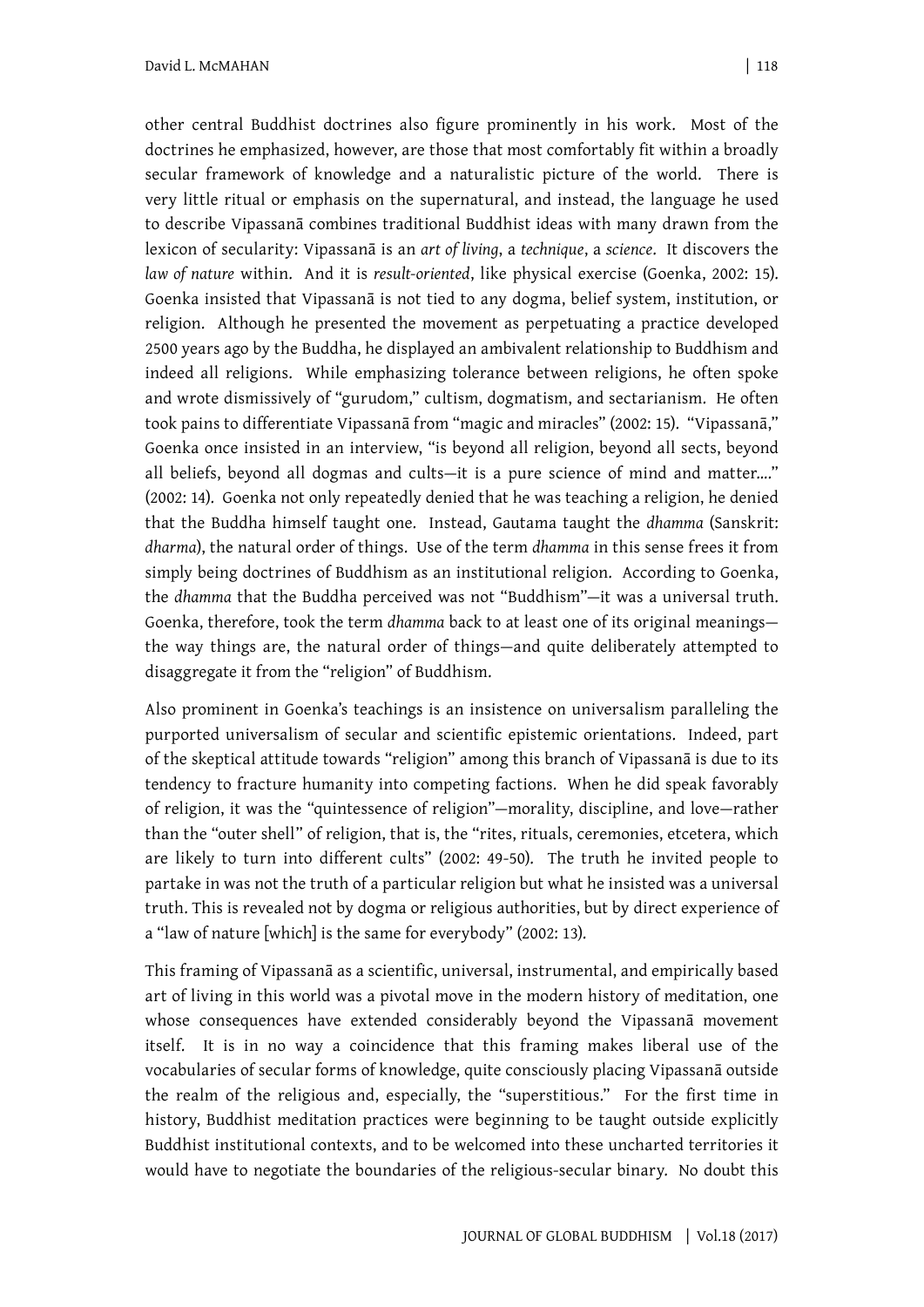other central Buddhist doctrines also figure prominently in his work. Most of the doctrines he emphasized, however, are those that most comfortably fit within a broadly secular framework of knowledge and a naturalistic picture of the world. There is very little ritual or emphasis on the supernatural, and instead, the language he used to describe Vipassanā combines traditional Buddhist ideas with many drawn from the lexicon of secularity: Vipassanā is an *art of living*, a *technique*, a *science*. It discovers the *law of nature* within. And it is *result-oriented*, like physical exercise (Goenka, 2002: 15). Goenka insisted that Vipassanā is not tied to any dogma, belief system, institution, or religion. Although he presented the movement as perpetuating a practice developed 2500 years ago by the Buddha, he displayed an ambivalent relationship to Buddhism and indeed all religions. While emphasizing tolerance between religions, he often spoke and wrote dismissively of "gurudom," cultism, dogmatism, and sectarianism. He often took pains to differentiate Vipassanā from "magic and miracles" (2002: 15). "Vipassanā," Goenka once insisted in an interview, "is beyond all religion, beyond all sects, beyond all beliefs, beyond all dogmas and cults—it is a pure science of mind and matter…." (2002: 14). Goenka not only repeatedly denied that he was teaching a religion, he denied that the Buddha himself taught one. Instead, Gautama taught the *dhamma* (Sanskrit: *dharma*), the natural order of things. Use of the term *dhamma* in this sense frees it from simply being doctrines of Buddhism as an institutional religion. According to Goenka, the *dhamma* that the Buddha perceived was not "Buddhism"—it was a universal truth. Goenka, therefore, took the term *dhamma* back to at least one of its original meanings—the way things are, the natural order of things—and quite deliberately attempted to disaggregate it from the "religion" of Buddhism.

Also prominent in Goenka's teachings is an insistence on universalism paralleling the purported universalism of secular and scientific epistemic orientations. Indeed, part of the skeptical attitude towards "religion" among this branch of Vipassanā is due to its tendency to fracture humanity into competing factions. When he did speak favorably of religion, it was the "quintessence of religion"—morality, discipline, and love—rather than the "outer shell" of religion, that is, the "rites, rituals, ceremonies, etcetera, which are likely to turn into different cults" (2002: 49-50). The truth he invited people to partake in was not the truth of a particular religion but what he insisted was a universal truth. This is revealed not by dogma or religious authorities, but by direct experience of a "law of nature [which] is the same for everybody" (2002: 13).

This framing of Vipassanā as a scientific, universal, instrumental, and empirically based art of living in this world was a pivotal move in the modern history of meditation, one whose consequences have extended considerably beyond the Vipassanā movement itself. It is in no way a coincidence that this framing makes liberal use of the vocabularies of secular forms of knowledge, quite consciously placing Vipassanā outside the realm of the religious and, especially, the "superstitious." For the first time in history, Buddhist meditation practices were beginning to be taught outside explicitly Buddhist institutional contexts, and to be welcomed into these uncharted territories it would have to negotiate the boundaries of the religious-secular binary. No doubt this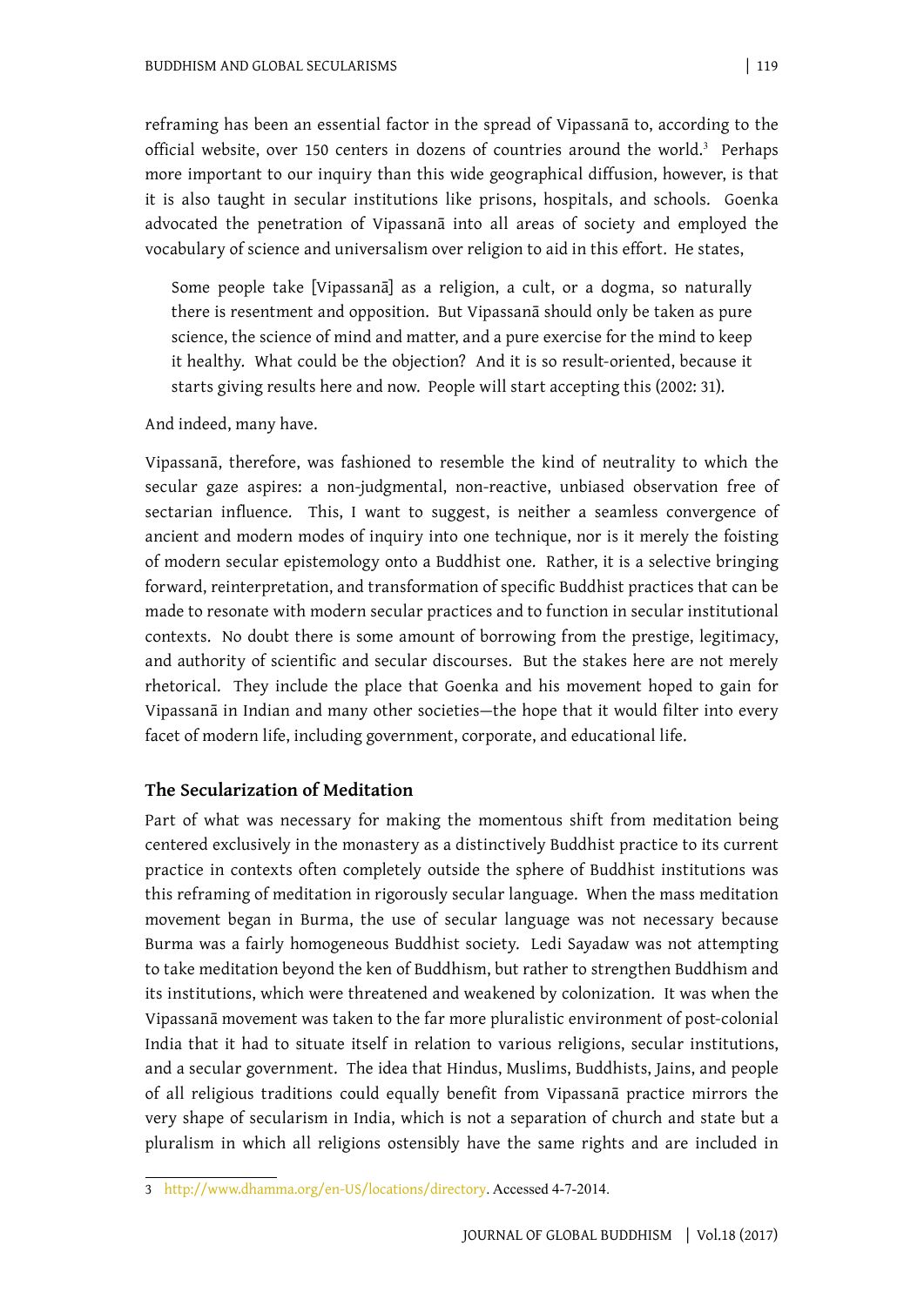reframing has been an essential factor in the spread of Vipassanā to, according to the official website, over 150 centers in dozens of countries around the world.[3] Perhaps more important to our inquiry than this wide geographical diffusion, however, is that it is also taught in secular institutions like prisons, hospitals, and schools. Goenka advocated the penetration of Vipassanā into all areas of society and employed the vocabulary of science and universalism over religion to aid in this effort. He states,

> Some people take [Vipassanā] as a religion, a cult, or a dogma, so naturally there is resentment and opposition. But Vipassanā should only be taken as pure science, the science of mind and matter, and a pure exercise for the mind to keep it healthy. What could be the objection? And it is so result-oriented, because it starts giving results here and now. People will start accepting this (2002: 31).

And indeed, many have.

Vipassanā, therefore, was fashioned to resemble the kind of neutrality to which the secular gaze aspires: a non-judgmental, non-reactive, unbiased observation free of sectarian influence. This, I want to suggest, is neither a seamless convergence of ancient and modern modes of inquiry into one technique, nor is it merely the foisting of modern secular epistemology onto a Buddhist one. Rather, it is a selective bringing forward, reinterpretation, and transformation of specific Buddhist practices that can be made to resonate with modern secular practices and to function in secular institutional contexts. No doubt there is some amount of borrowing from the prestige, legitimacy, and authority of scientific and secular discourses. But the stakes here are not merely rhetorical. They include the place that Goenka and his movement hoped to gain for Vipassanā in Indian and many other societies—the hope that it would filter into every facet of modern life, including government, corporate, and educational life.

### The Secularization of Meditation

Part of what was necessary for making the momentous shift from meditation being centered exclusively in the monastery as a distinctively Buddhist practice to its current practice in contexts often completely outside the sphere of Buddhist institutions was this reframing of meditation in rigorously secular language. When the mass meditation movement began in Burma, the use of secular language was not necessary because Burma was a fairly homogeneous Buddhist society. Ledi Sayadaw was not attempting to take meditation beyond the ken of Buddhism, but rather to strengthen Buddhism and its institutions, which were threatened and weakened by colonization. It was when the Vipassanā movement was taken to the far more pluralistic environment of post-colonial India that it had to situate itself in relation to various religions, secular institutions, and a secular government. The idea that Hindus, Muslims, Buddhists, Jains, and people of all religious traditions could equally benefit from Vipassanā practice mirrors the very shape of secularism in India, which is not a separation of church and state but a pluralism in which all religions ostensibly have the same rights and are included in

---

[3] http://www.dhamma.org/en-US/locations/directory. Accessed 4-7-2014.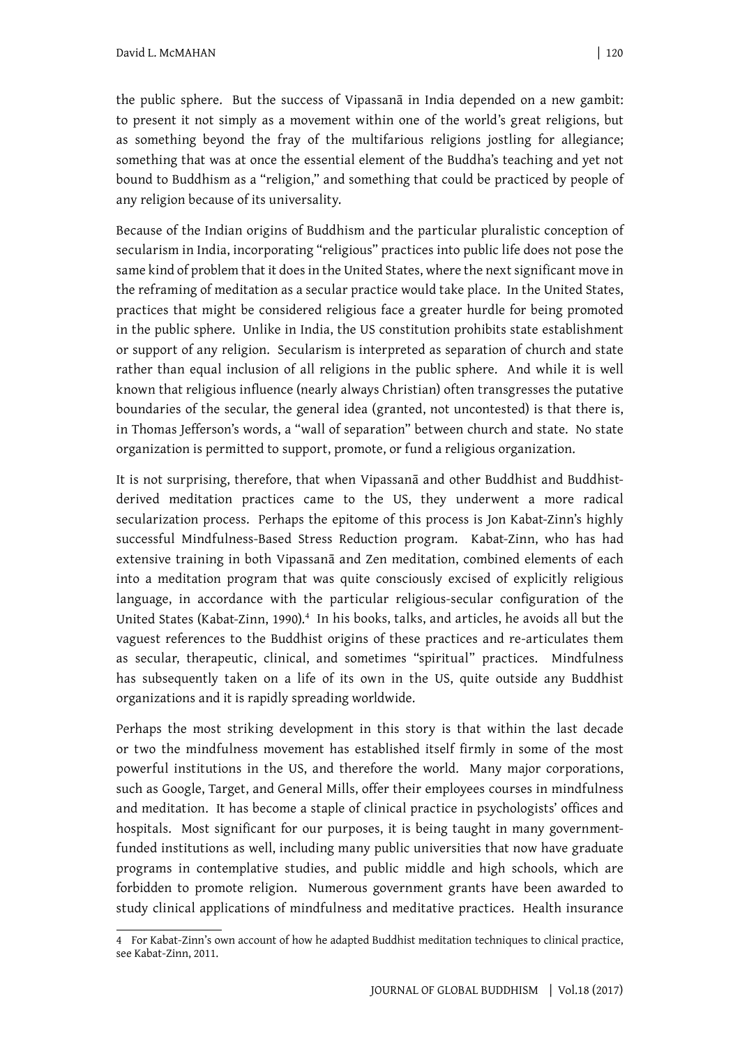the public sphere. But the success of Vipassanā in India depended on a new gambit: to present it not simply as a movement within one of the world's great religions, but as something beyond the fray of the multifarious religions jostling for allegiance; something that was at once the essential element of the Buddha's teaching and yet not bound to Buddhism as a "religion," and something that could be practiced by people of any religion because of its universality.

Because of the Indian origins of Buddhism and the particular pluralistic conception of secularism in India, incorporating "religious" practices into public life does not pose the same kind of problem that it does in the United States, where the next significant move in the reframing of meditation as a secular practice would take place. In the United States, practices that might be considered religious face a greater hurdle for being promoted in the public sphere. Unlike in India, the US constitution prohibits state establishment or support of any religion. Secularism is interpreted as separation of church and state rather than equal inclusion of all religions in the public sphere. And while it is well known that religious influence (nearly always Christian) often transgresses the putative boundaries of the secular, the general idea (granted, not uncontested) is that there is, in Thomas Jefferson's words, a "wall of separation" between church and state. No state organization is permitted to support, promote, or fund a religious organization.

It is not surprising, therefore, that when Vipassanā and other Buddhist and Buddhist-derived meditation practices came to the US, they underwent a more radical secularization process. Perhaps the epitome of this process is Jon Kabat-Zinn's highly successful Mindfulness-Based Stress Reduction program. Kabat-Zinn, who has had extensive training in both Vipassanā and Zen meditation, combined elements of each into a meditation program that was quite consciously excised of explicitly religious language, in accordance with the particular religious-secular configuration of the United States (Kabat-Zinn, 1990).[4] In his books, talks, and articles, he avoids all but the vaguest references to the Buddhist origins of these practices and re-articulates them as secular, therapeutic, clinical, and sometimes "spiritual" practices. Mindfulness has subsequently taken on a life of its own in the US, quite outside any Buddhist organizations and it is rapidly spreading worldwide.

Perhaps the most striking development in this story is that within the last decade or two the mindfulness movement has established itself firmly in some of the most powerful institutions in the US, and therefore the world. Many major corporations, such as Google, Target, and General Mills, offer their employees courses in mindfulness and meditation. It has become a staple of clinical practice in psychologists' offices and hospitals. Most significant for our purposes, it is being taught in many government-funded institutions as well, including many public universities that now have graduate programs in contemplative studies, and public middle and high schools, which are forbidden to promote religion. Numerous government grants have been awarded to study clinical applications of mindfulness and meditative practices. Health insurance

---

4 For Kabat-Zinn's own account of how he adapted Buddhist meditation techniques to clinical practice, see Kabat-Zinn, 2011.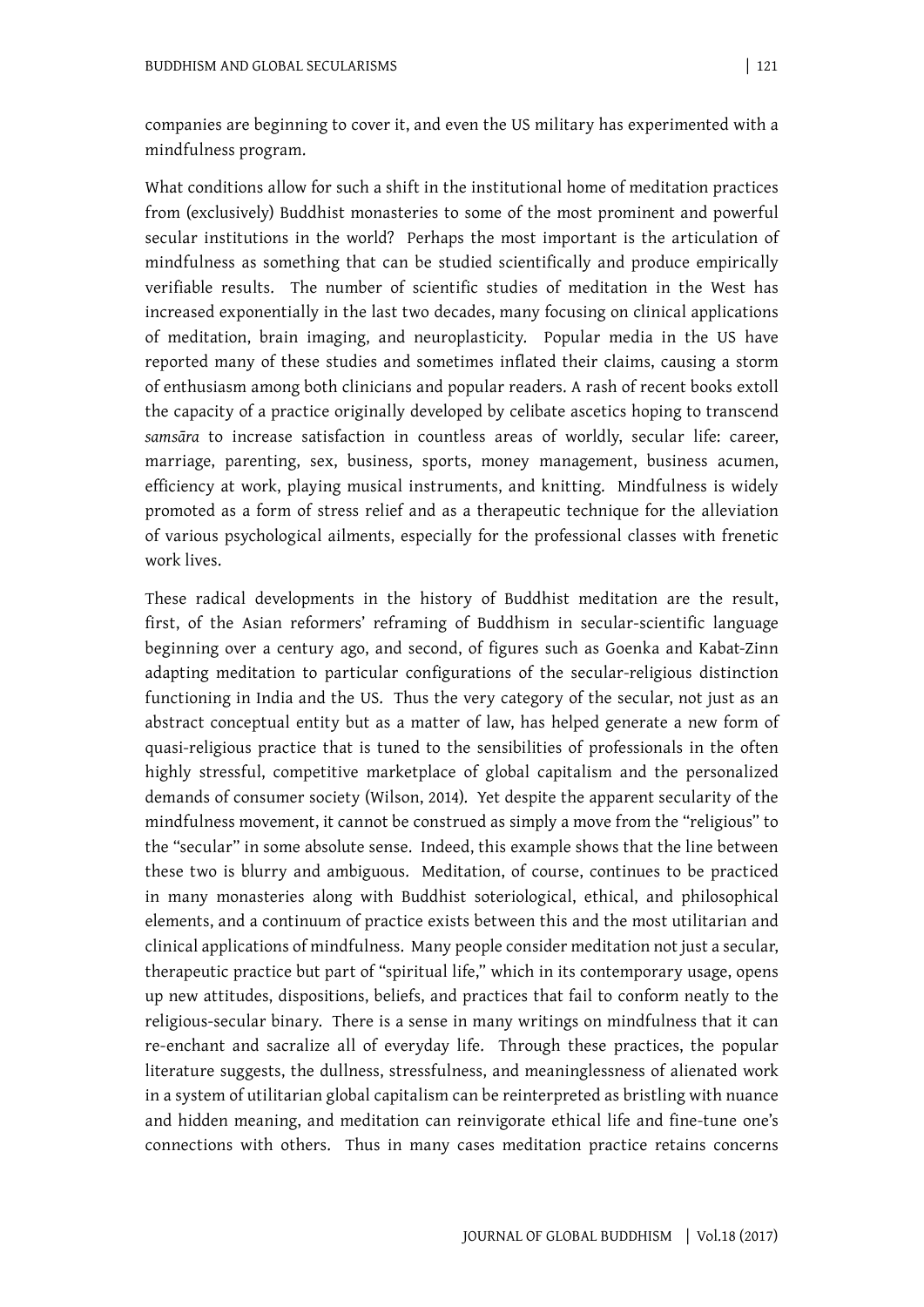companies are beginning to cover it, and even the US military has experimented with a mindfulness program.

What conditions allow for such a shift in the institutional home of meditation practices from (exclusively) Buddhist monasteries to some of the most prominent and powerful secular institutions in the world? Perhaps the most important is the articulation of mindfulness as something that can be studied scientifically and produce empirically verifiable results. The number of scientific studies of meditation in the West has increased exponentially in the last two decades, many focusing on clinical applications of meditation, brain imaging, and neuroplasticity. Popular media in the US have reported many of these studies and sometimes inflated their claims, causing a storm of enthusiasm among both clinicians and popular readers. A rash of recent books extoll the capacity of a practice originally developed by celibate ascetics hoping to transcend *samsāra* to increase satisfaction in countless areas of worldly, secular life: career, marriage, parenting, sex, business, sports, money management, business acumen, efficiency at work, playing musical instruments, and knitting. Mindfulness is widely promoted as a form of stress relief and as a therapeutic technique for the alleviation of various psychological ailments, especially for the professional classes with frenetic work lives.

These radical developments in the history of Buddhist meditation are the result, first, of the Asian reformers' reframing of Buddhism in secular-scientific language beginning over a century ago, and second, of figures such as Goenka and Kabat-Zinn adapting meditation to particular configurations of the secular-religious distinction functioning in India and the US. Thus the very category of the secular, not just as an abstract conceptual entity but as a matter of law, has helped generate a new form of quasi-religious practice that is tuned to the sensibilities of professionals in the often highly stressful, competitive marketplace of global capitalism and the personalized demands of consumer society (Wilson, 2014). Yet despite the apparent secularity of the mindfulness movement, it cannot be construed as simply a move from the "religious" to the "secular" in some absolute sense. Indeed, this example shows that the line between these two is blurry and ambiguous. Meditation, of course, continues to be practiced in many monasteries along with Buddhist soteriological, ethical, and philosophical elements, and a continuum of practice exists between this and the most utilitarian and clinical applications of mindfulness. Many people consider meditation not just a secular, therapeutic practice but part of "spiritual life," which in its contemporary usage, opens up new attitudes, dispositions, beliefs, and practices that fail to conform neatly to the religious-secular binary. There is a sense in many writings on mindfulness that it can re-enchant and sacralize all of everyday life. Through these practices, the popular literature suggests, the dullness, stressfulness, and meaninglessness of alienated work in a system of utilitarian global capitalism can be reinterpreted as bristling with nuance and hidden meaning, and meditation can reinvigorate ethical life and fine-tune one's connections with others. Thus in many cases meditation practice retains concerns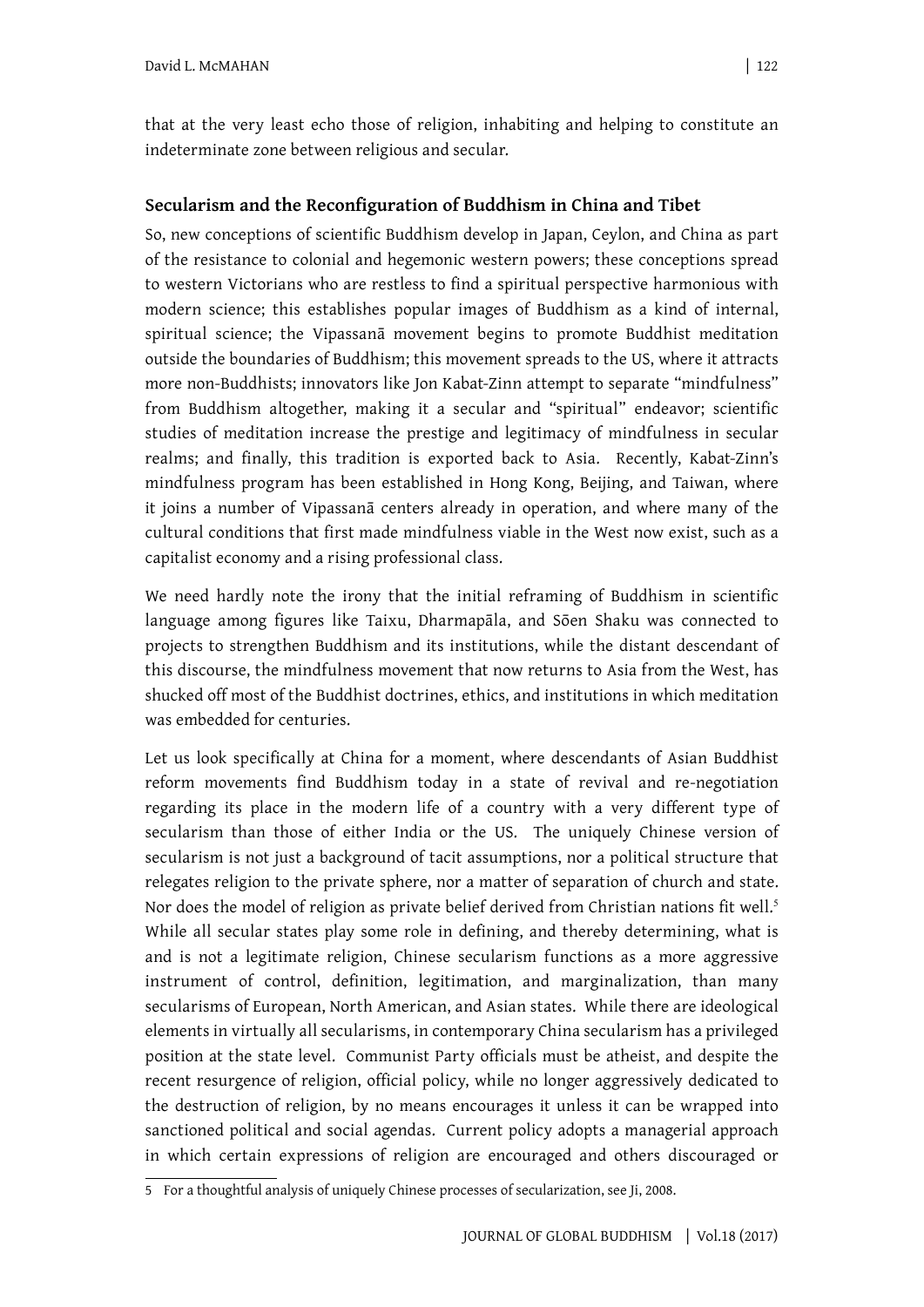that at the very least echo those of religion, inhabiting and helping to constitute an indeterminate zone between religious and secular.

## Secularism and the Reconfiguration of Buddhism in China and Tibet

So, new conceptions of scientific Buddhism develop in Japan, Ceylon, and China as part of the resistance to colonial and hegemonic western powers; these conceptions spread to western Victorians who are restless to find a spiritual perspective harmonious with modern science; this establishes popular images of Buddhism as a kind of internal, spiritual science; the Vipassanā movement begins to promote Buddhist meditation outside the boundaries of Buddhism; this movement spreads to the US, where it attracts more non-Buddhists; innovators like Jon Kabat-Zinn attempt to separate "mindfulness" from Buddhism altogether, making it a secular and "spiritual" endeavor; scientific studies of meditation increase the prestige and legitimacy of mindfulness in secular realms; and finally, this tradition is exported back to Asia. Recently, Kabat-Zinn's mindfulness program has been established in Hong Kong, Beijing, and Taiwan, where it joins a number of Vipassanā centers already in operation, and where many of the cultural conditions that first made mindfulness viable in the West now exist, such as a capitalist economy and a rising professional class.

We need hardly note the irony that the initial reframing of Buddhism in scientific language among figures like Taixu, Dharmapāla, and Sōen Shaku was connected to projects to strengthen Buddhism and its institutions, while the distant descendant of this discourse, the mindfulness movement that now returns to Asia from the West, has shucked off most of the Buddhist doctrines, ethics, and institutions in which meditation was embedded for centuries.

Let us look specifically at China for a moment, where descendants of Asian Buddhist reform movements find Buddhism today in a state of revival and re-negotiation regarding its place in the modern life of a country with a very different type of secularism than those of either India or the US. The uniquely Chinese version of secularism is not just a background of tacit assumptions, nor a political structure that relegates religion to the private sphere, nor a matter of separation of church and state. Nor does the model of religion as private belief derived from Christian nations fit well.[5] While all secular states play some role in defining, and thereby determining, what is and is not a legitimate religion, Chinese secularism functions as a more aggressive instrument of control, definition, legitimation, and marginalization, than many secularisms of European, North American, and Asian states. While there are ideological elements in virtually all secularisms, in contemporary China secularism has a privileged position at the state level. Communist Party officials must be atheist, and despite the recent resurgence of religion, official policy, while no longer aggressively dedicated to the destruction of religion, by no means encourages it unless it can be wrapped into sanctioned political and social agendas. Current policy adopts a managerial approach in which certain expressions of religion are encouraged and others discouraged or

---

5 For a thoughtful analysis of uniquely Chinese processes of secularization, see Ji, 2008.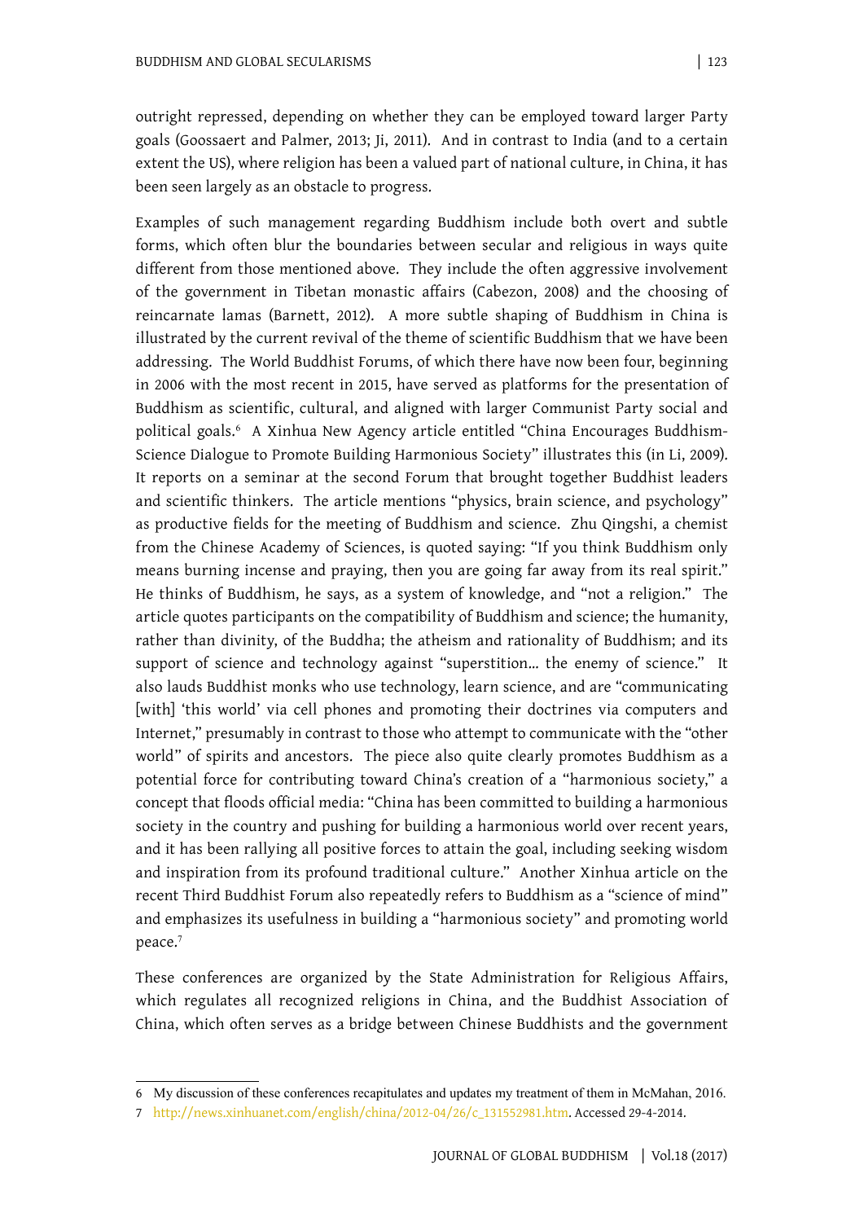outright repressed, depending on whether they can be employed toward larger Party goals (Goossaert and Palmer, 2013; Ji, 2011). And in contrast to India (and to a certain extent the US), where religion has been a valued part of national culture, in China, it has been seen largely as an obstacle to progress.

Examples of such management regarding Buddhism include both overt and subtle forms, which often blur the boundaries between secular and religious in ways quite different from those mentioned above. They include the often aggressive involvement of the government in Tibetan monastic affairs (Cabezon, 2008) and the choosing of reincarnate lamas (Barnett, 2012). A more subtle shaping of Buddhism in China is illustrated by the current revival of the theme of scientific Buddhism that we have been addressing. The World Buddhist Forums, of which there have now been four, beginning in 2006 with the most recent in 2015, have served as platforms for the presentation of Buddhism as scientific, cultural, and aligned with larger Communist Party social and political goals.[6] A Xinhua New Agency article entitled "China Encourages Buddhism-Science Dialogue to Promote Building Harmonious Society" illustrates this (in Li, 2009). It reports on a seminar at the second Forum that brought together Buddhist leaders and scientific thinkers. The article mentions "physics, brain science, and psychology" as productive fields for the meeting of Buddhism and science. Zhu Qingshi, a chemist from the Chinese Academy of Sciences, is quoted saying: "If you think Buddhism only means burning incense and praying, then you are going far away from its real spirit." He thinks of Buddhism, he says, as a system of knowledge, and "not a religion." The article quotes participants on the compatibility of Buddhism and science; the humanity, rather than divinity, of the Buddha; the atheism and rationality of Buddhism; and its support of science and technology against "superstition… the enemy of science." It also lauds Buddhist monks who use technology, learn science, and are "communicating [with] 'this world' via cell phones and promoting their doctrines via computers and Internet," presumably in contrast to those who attempt to communicate with the "other world" of spirits and ancestors. The piece also quite clearly promotes Buddhism as a potential force for contributing toward China's creation of a "harmonious society," a concept that floods official media: "China has been committed to building a harmonious society in the country and pushing for building a harmonious world over recent years, and it has been rallying all positive forces to attain the goal, including seeking wisdom and inspiration from its profound traditional culture." Another Xinhua article on the recent Third Buddhist Forum also repeatedly refers to Buddhism as a "science of mind" and emphasizes its usefulness in building a "harmonious society" and promoting world peace.[7]

These conferences are organized by the State Administration for Religious Affairs, which regulates all recognized religions in China, and the Buddhist Association of China, which often serves as a bridge between Chinese Buddhists and the government

---

6 My discussion of these conferences recapitulates and updates my treatment of them in McMahan, 2016.

7 http://news.xinhuanet.com/english/china/2012-04/26/c_131552981.htm. Accessed 29-4-2014.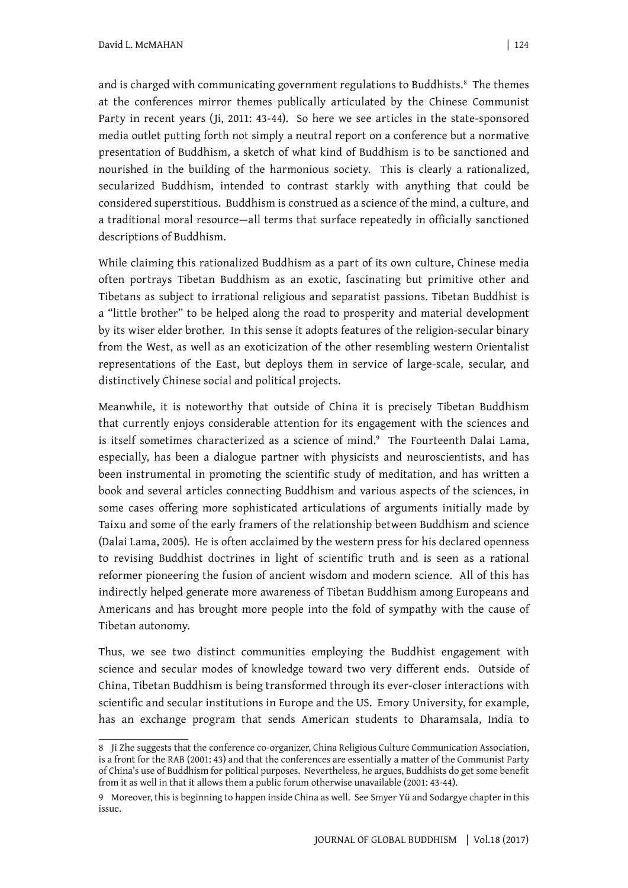and is charged with communicating government regulations to Buddhists.[8] The themes at the conferences mirror themes publically articulated by the Chinese Communist Party in recent years (Ji, 2011: 43-44). So here we see articles in the state-sponsored media outlet putting forth not simply a neutral report on a conference but a normative presentation of Buddhism, a sketch of what kind of Buddhism is to be sanctioned and nourished in the building of the harmonious society. This is clearly a rationalized, secularized Buddhism, intended to contrast starkly with anything that could be considered superstitious. Buddhism is construed as a science of the mind, a culture, and a traditional moral resource—all terms that surface repeatedly in officially sanctioned descriptions of Buddhism.

While claiming this rationalized Buddhism as a part of its own culture, Chinese media often portrays Tibetan Buddhism as an exotic, fascinating but primitive other and Tibetans as subject to irrational religious and separatist passions. Tibetan Buddhist is a "little brother" to be helped along the road to prosperity and material development by its wiser elder brother. In this sense it adopts features of the religion-secular binary from the West, as well as an exoticization of the other resembling western Orientalist representations of the East, but deploys them in service of large-scale, secular, and distinctively Chinese social and political projects.

Meanwhile, it is noteworthy that outside of China it is precisely Tibetan Buddhism that currently enjoys considerable attention for its engagement with the sciences and is itself sometimes characterized as a science of mind.[9] The Fourteenth Dalai Lama, especially, has been a dialogue partner with physicists and neuroscientists, and has been instrumental in promoting the scientific study of meditation, and has written a book and several articles connecting Buddhism and various aspects of the sciences, in some cases offering more sophisticated articulations of arguments initially made by Taixu and some of the early framers of the relationship between Buddhism and science (Dalai Lama, 2005). He is often acclaimed by the western press for his declared openness to revising Buddhist doctrines in light of scientific truth and is seen as a rational reformer pioneering the fusion of ancient wisdom and modern science. All of this has indirectly helped generate more awareness of Tibetan Buddhism among Europeans and Americans and has brought more people into the fold of sympathy with the cause of Tibetan autonomy.

Thus, we see two distinct communities employing the Buddhist engagement with science and secular modes of knowledge toward two very different ends. Outside of China, Tibetan Buddhism is being transformed through its ever-closer interactions with scientific and secular institutions in Europe and the US. Emory University, for example, has an exchange program that sends American students to Dharamsala, India to

---

8 Ji Zhe suggests that the conference co-organizer, China Religious Culture Communication Association, is a front for the RAB (2001: 43) and that the conferences are essentially a matter of the Communist Party of China's use of Buddhism for political purposes. Nevertheless, he argues, Buddhists do get some benefit from it as well in that it allows them a public forum otherwise unavailable (2001: 43-44).

9 Moreover, this is beginning to happen inside China as well. See Smyer Yü and Sodargye chapter in this issue.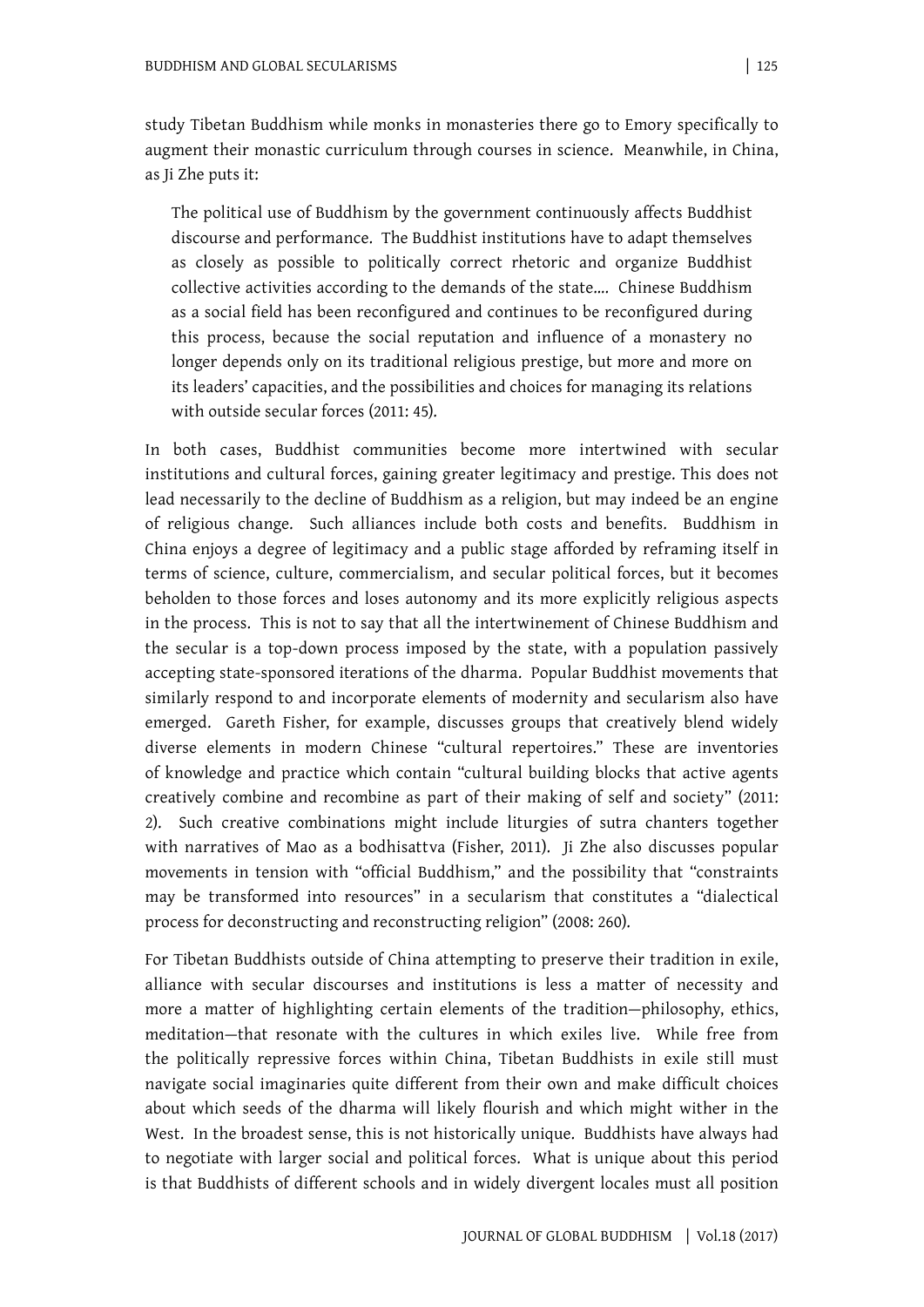study Tibetan Buddhism while monks in monasteries there go to Emory specifically to augment their monastic curriculum through courses in science. Meanwhile, in China, as Ji Zhe puts it:

> The political use of Buddhism by the government continuously affects Buddhist discourse and performance. The Buddhist institutions have to adapt themselves as closely as possible to politically correct rhetoric and organize Buddhist collective activities according to the demands of the state.... Chinese Buddhism as a social field has been reconfigured and continues to be reconfigured during this process, because the social reputation and influence of a monastery no longer depends only on its traditional religious prestige, but more and more on its leaders' capacities, and the possibilities and choices for managing its relations with outside secular forces (2011: 45).

In both cases, Buddhist communities become more intertwined with secular institutions and cultural forces, gaining greater legitimacy and prestige. This does not lead necessarily to the decline of Buddhism as a religion, but may indeed be an engine of religious change. Such alliances include both costs and benefits. Buddhism in China enjoys a degree of legitimacy and a public stage afforded by reframing itself in terms of science, culture, commercialism, and secular political forces, but it becomes beholden to those forces and loses autonomy and its more explicitly religious aspects in the process. This is not to say that all the intertwinement of Chinese Buddhism and the secular is a top-down process imposed by the state, with a population passively accepting state-sponsored iterations of the dharma. Popular Buddhist movements that similarly respond to and incorporate elements of modernity and secularism also have emerged. Gareth Fisher, for example, discusses groups that creatively blend widely diverse elements in modern Chinese "cultural repertoires." These are inventories of knowledge and practice which contain "cultural building blocks that active agents creatively combine and recombine as part of their making of self and society" (2011: 2). Such creative combinations might include liturgies of sutra chanters together with narratives of Mao as a bodhisattva (Fisher, 2011). Ji Zhe also discusses popular movements in tension with "official Buddhism," and the possibility that "constraints may be transformed into resources" in a secularism that constitutes a "dialectical process for deconstructing and reconstructing religion" (2008: 260).

For Tibetan Buddhists outside of China attempting to preserve their tradition in exile, alliance with secular discourses and institutions is less a matter of necessity and more a matter of highlighting certain elements of the tradition—philosophy, ethics, meditation—that resonate with the cultures in which exiles live. While free from the politically repressive forces within China, Tibetan Buddhists in exile still must navigate social imaginaries quite different from their own and make difficult choices about which seeds of the dharma will likely flourish and which might wither in the West. In the broadest sense, this is not historically unique. Buddhists have always had to negotiate with larger social and political forces. What is unique about this period is that Buddhists of different schools and in widely divergent locales must all position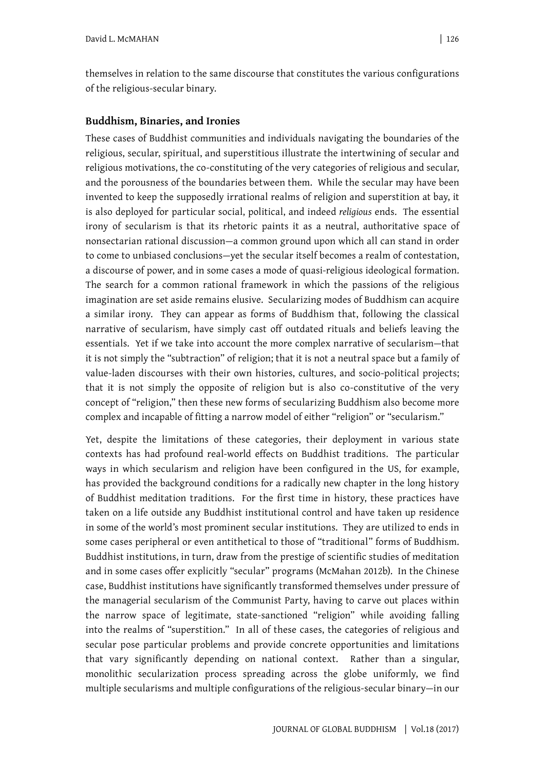themselves in relation to the same discourse that constitutes the various configurations of the religious-secular binary.

## Buddhism, Binaries, and Ironies

These cases of Buddhist communities and individuals navigating the boundaries of the religious, secular, spiritual, and superstitious illustrate the intertwining of secular and religious motivations, the co-constituting of the very categories of religious and secular, and the porousness of the boundaries between them. While the secular may have been invented to keep the supposedly irrational realms of religion and superstition at bay, it is also deployed for particular social, political, and indeed *religious* ends. The essential irony of secularism is that its rhetoric paints it as a neutral, authoritative space of nonsectarian rational discussion—a common ground upon which all can stand in order to come to unbiased conclusions—yet the secular itself becomes a realm of contestation, a discourse of power, and in some cases a mode of quasi-religious ideological formation. The search for a common rational framework in which the passions of the religious imagination are set aside remains elusive. Secularizing modes of Buddhism can acquire a similar irony. They can appear as forms of Buddhism that, following the classical narrative of secularism, have simply cast off outdated rituals and beliefs leaving the essentials. Yet if we take into account the more complex narrative of secularism—that it is not simply the "subtraction" of religion; that it is not a neutral space but a family of value-laden discourses with their own histories, cultures, and socio-political projects; that it is not simply the opposite of religion but is also co-constitutive of the very concept of "religion," then these new forms of secularizing Buddhism also become more complex and incapable of fitting a narrow model of either "religion" or "secularism."

Yet, despite the limitations of these categories, their deployment in various state contexts has had profound real-world effects on Buddhist traditions. The particular ways in which secularism and religion have been configured in the US, for example, has provided the background conditions for a radically new chapter in the long history of Buddhist meditation traditions. For the first time in history, these practices have taken on a life outside any Buddhist institutional control and have taken up residence in some of the world's most prominent secular institutions. They are utilized to ends in some cases peripheral or even antithetical to those of "traditional" forms of Buddhism. Buddhist institutions, in turn, draw from the prestige of scientific studies of meditation and in some cases offer explicitly "secular" programs (McMahan 2012b). In the Chinese case, Buddhist institutions have significantly transformed themselves under pressure of the managerial secularism of the Communist Party, having to carve out places within the narrow space of legitimate, state-sanctioned "religion" while avoiding falling into the realms of "superstition." In all of these cases, the categories of religious and secular pose particular problems and provide concrete opportunities and limitations that vary significantly depending on national context. Rather than a singular, monolithic secularization process spreading across the globe uniformly, we find multiple secularisms and multiple configurations of the religious-secular binary—in our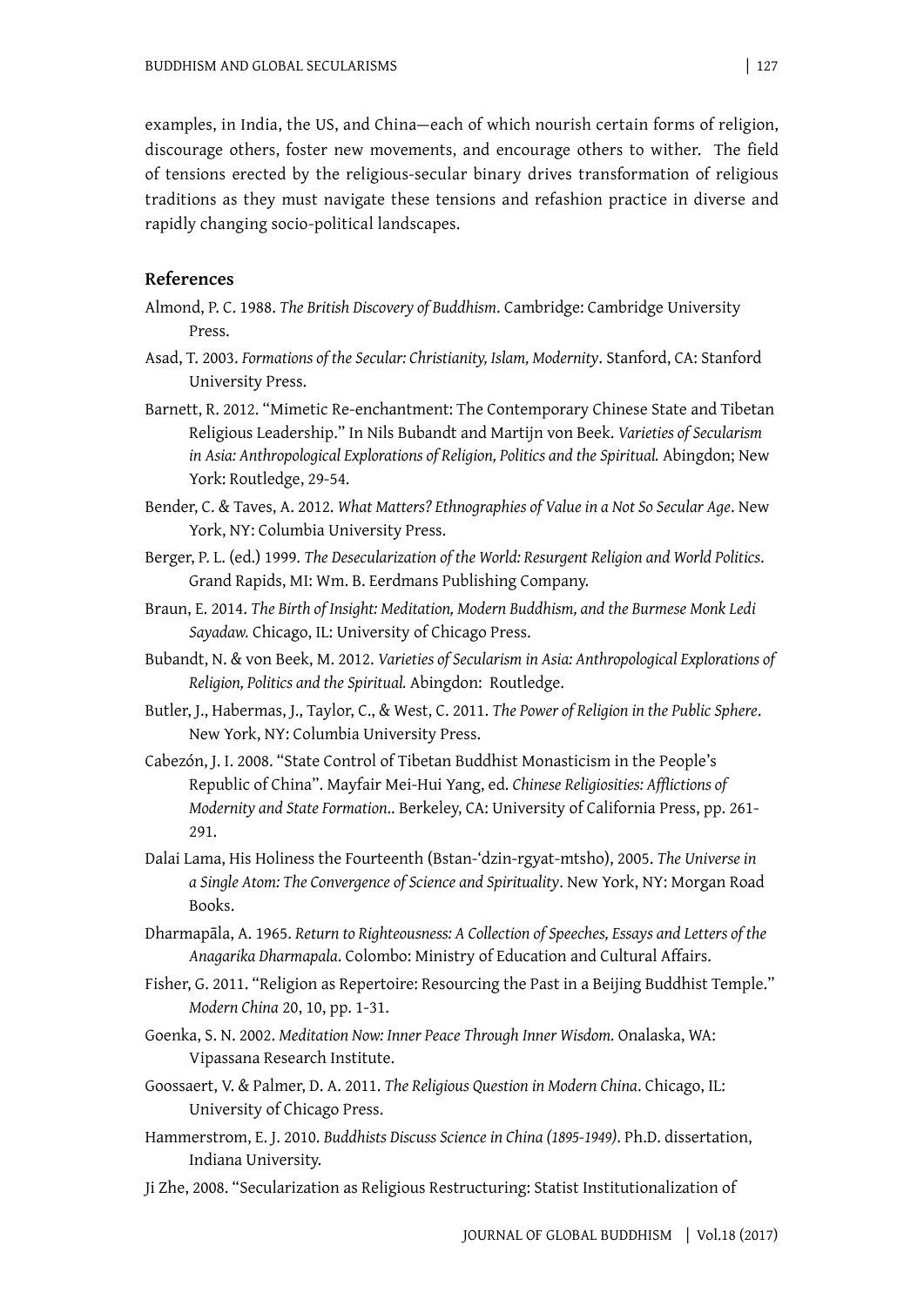examples, in India, the US, and China—each of which nourish certain forms of religion, discourage others, foster new movements, and encourage others to wither. The field of tensions erected by the religious-secular binary drives transformation of religious traditions as they must navigate these tensions and refashion practice in diverse and rapidly changing socio-political landscapes.

## References

Almond, P. C. 1988. *The British Discovery of Buddhism*. Cambridge: Cambridge University Press.

Asad, T. 2003. *Formations of the Secular: Christianity, Islam, Modernity*. Stanford, CA: Stanford University Press.

Barnett, R. 2012. "Mimetic Re-enchantment: The Contemporary Chinese State and Tibetan Religious Leadership." In Nils Bubandt and Martijn von Beek. *Varieties of Secularism in Asia: Anthropological Explorations of Religion, Politics and the Spiritual.* Abingdon; New York: Routledge, 29-54.

Bender, C. & Taves, A. 2012. *What Matters? Ethnographies of Value in a Not So Secular Age*. New York, NY: Columbia University Press.

Berger, P. L. (ed.) 1999. *The Desecularization of the World: Resurgent Religion and World Politics*. Grand Rapids, MI: Wm. B. Eerdmans Publishing Company.

Braun, E. 2014. *The Birth of Insight: Meditation, Modern Buddhism, and the Burmese Monk Ledi Sayadaw.* Chicago, IL: University of Chicago Press.

Bubandt, N. & von Beek, M. 2012. *Varieties of Secularism in Asia: Anthropological Explorations of Religion, Politics and the Spiritual.* Abingdon: Routledge.

Butler, J., Habermas, J., Taylor, C., & West, C. 2011. *The Power of Religion in the Public Sphere*. New York, NY: Columbia University Press.

Cabezón, J. I. 2008. "State Control of Tibetan Buddhist Monasticism in the People's Republic of China". Mayfair Mei-Hui Yang, ed. *Chinese Religiosities: Afflictions of Modernity and State Formation.*. Berkeley, CA: University of California Press, pp. 261-291.

Dalai Lama, His Holiness the Fourteenth (Bstan-'dzin-rgyat-mtsho), 2005. *The Universe in a Single Atom: The Convergence of Science and Spirituality*. New York, NY: Morgan Road Books.

Dharmapāla, A. 1965. *Return to Righteousness: A Collection of Speeches, Essays and Letters of the Anagarika Dharmapala*. Colombo: Ministry of Education and Cultural Affairs.

Fisher, G. 2011. "Religion as Repertoire: Resourcing the Past in a Beijing Buddhist Temple." *Modern China* 20, 10, pp. 1-31.

Goenka, S. N. 2002. *Meditation Now: Inner Peace Through Inner Wisdom.* Onalaska, WA: Vipassana Research Institute.

Goossaert, V. & Palmer, D. A. 2011. *The Religious Question in Modern China*. Chicago, IL: University of Chicago Press.

Hammerstrom, E. J. 2010. *Buddhists Discuss Science in China (1895-1949)*. Ph.D. dissertation, Indiana University.

Ji Zhe, 2008. "Secularization as Religious Restructuring: Statist Institutionalization of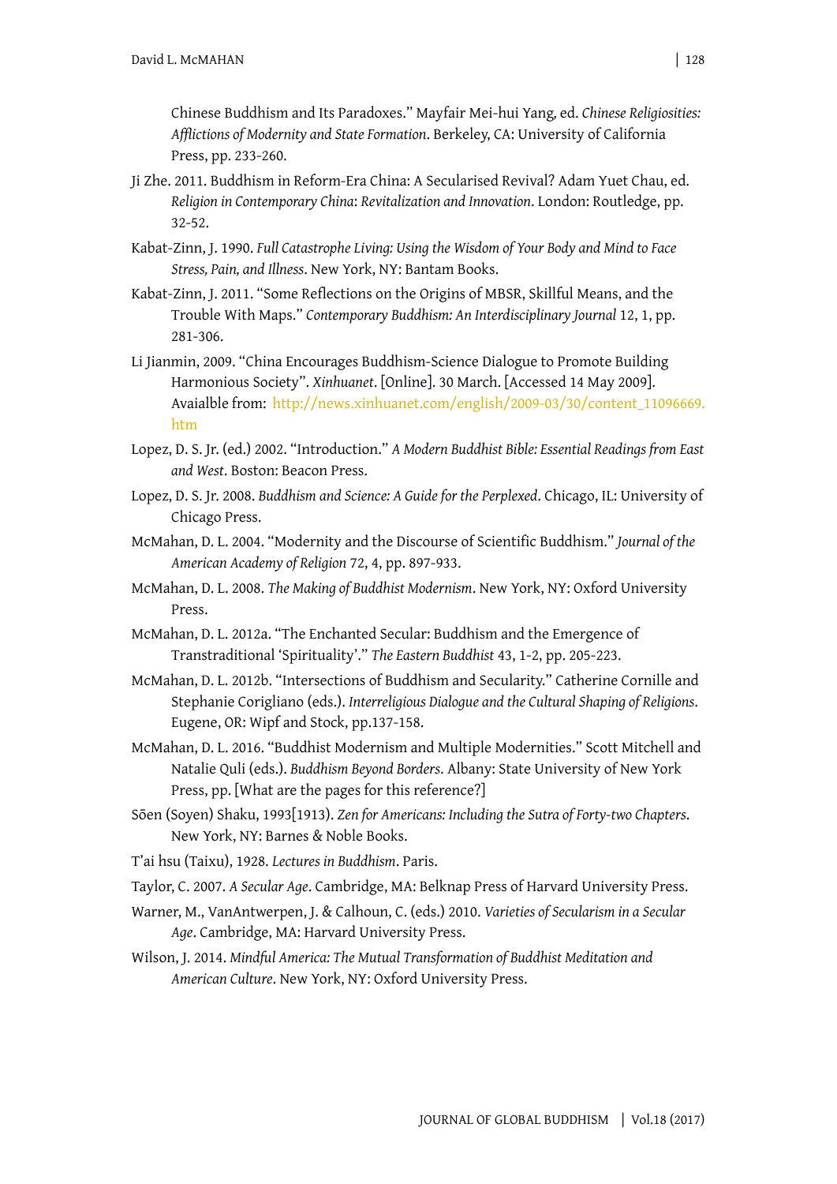Chinese Buddhism and Its Paradoxes." Mayfair Mei-hui Yang, ed. *Chinese Religiosities: Afflictions of Modernity and State Formation*. Berkeley, CA: University of California Press, pp. 233-260.

Ji Zhe. 2011. Buddhism in Reform-Era China: A Secularised Revival? Adam Yuet Chau, ed. *Religion in Contemporary China: Revitalization and Innovation*. London: Routledge, pp. 32-52.

Kabat-Zinn, J. 1990. *Full Catastrophe Living: Using the Wisdom of Your Body and Mind to Face Stress, Pain, and Illness*. New York, NY: Bantam Books.

Kabat-Zinn, J. 2011. "Some Reflections on the Origins of MBSR, Skillful Means, and the Trouble With Maps." *Contemporary Buddhism: An Interdisciplinary Journal* 12, 1, pp. 281-306.

Li Jianmin, 2009. "China Encourages Buddhism-Science Dialogue to Promote Building Harmonious Society". *Xinhuanet*. [Online]. 30 March. [Accessed 14 May 2009]. Avaialble from: http://news.xinhuanet.com/english/2009-03/30/content_11096669.htm

Lopez, D. S. Jr. (ed.) 2002. "Introduction." *A Modern Buddhist Bible: Essential Readings from East and West*. Boston: Beacon Press.

Lopez, D. S. Jr. 2008. *Buddhism and Science: A Guide for the Perplexed*. Chicago, IL: University of Chicago Press.

McMahan, D. L. 2004. "Modernity and the Discourse of Scientific Buddhism." *Journal of the American Academy of Religion* 72, 4, pp. 897-933.

McMahan, D. L. 2008. *The Making of Buddhist Modernism*. New York, NY: Oxford University Press.

McMahan, D. L. 2012a. "The Enchanted Secular: Buddhism and the Emergence of Transtraditional 'Spirituality'." *The Eastern Buddhist* 43, 1-2, pp. 205-223.

McMahan, D. L. 2012b. "Intersections of Buddhism and Secularity." Catherine Cornille and Stephanie Corigliano (eds.). *Interreligious Dialogue and the Cultural Shaping of Religions*. Eugene, OR: Wipf and Stock, pp.137-158.

McMahan, D. L. 2016. "Buddhist Modernism and Multiple Modernities." Scott Mitchell and Natalie Quli (eds.). *Buddhism Beyond Borders*. Albany: State University of New York Press, pp. [What are the pages for this reference?]

Sōen (Soyen) Shaku, 1993[1913]. *Zen for Americans: Including the Sutra of Forty-two Chapters*. New York, NY: Barnes & Noble Books.

T'ai hsu (Taixu), 1928. *Lectures in Buddhism*. Paris.

Taylor, C. 2007. *A Secular Age*. Cambridge, MA: Belknap Press of Harvard University Press.

Warner, M., VanAntwerpen, J. & Calhoun, C. (eds.) 2010. *Varieties of Secularism in a Secular Age*. Cambridge, MA: Harvard University Press.

Wilson, J. 2014. *Mindful America: The Mutual Transformation of Buddhist Meditation and American Culture*. New York, NY: Oxford University Press.